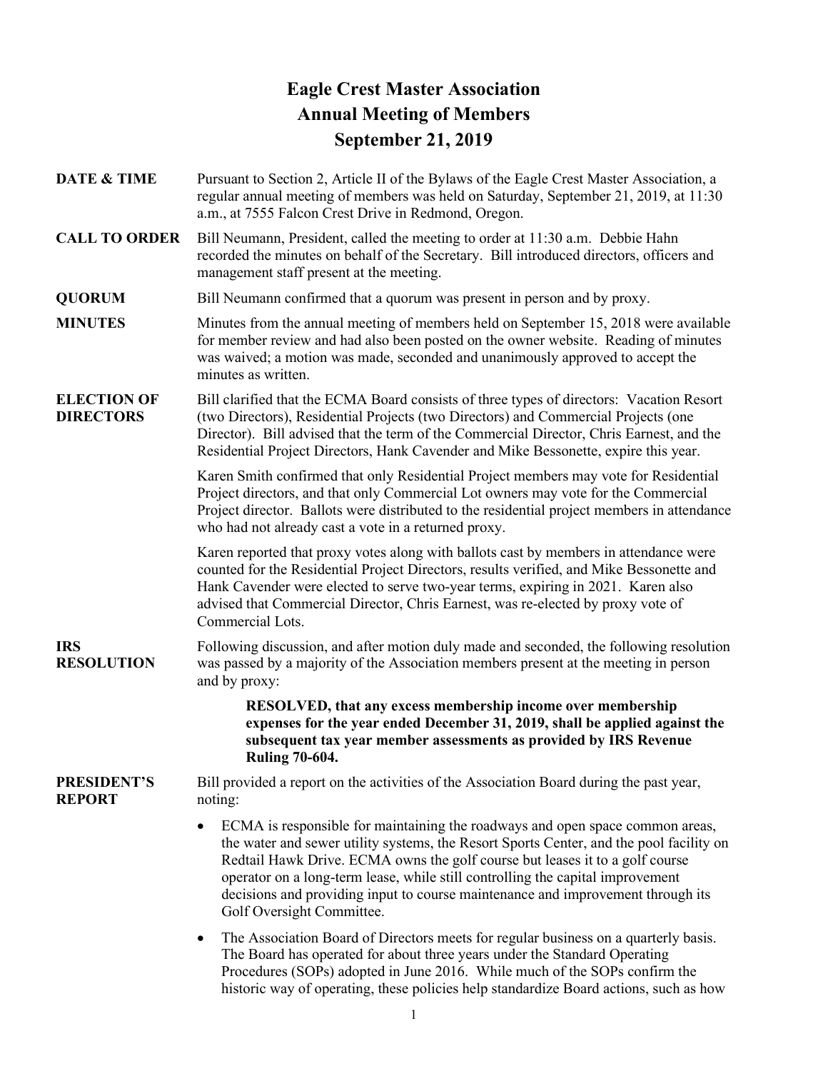# Eagle Crest Master Association
## Annual Meeting of Members
## September 21, 2019

**DATE & TIME**

Pursuant to Section 2, Article II of the Bylaws of the Eagle Crest Master Association, a regular annual meeting of members was held on Saturday, September 21, 2019, at 11:30 a.m., at 7555 Falcon Crest Drive in Redmond, Oregon.

**CALL TO ORDER**

Bill Neumann, President, called the meeting to order at 11:30 a.m. Debbie Hahn recorded the minutes on behalf of the Secretary. Bill introduced directors, officers and management staff present at the meeting.

**QUORUM**

Bill Neumann confirmed that a quorum was present in person and by proxy.

**MINUTES**

Minutes from the annual meeting of members held on September 15, 2018 were available for member review and had also been posted on the owner website. Reading of minutes was waived; a motion was made, seconded and unanimously approved to accept the minutes as written.

**ELECTION OF DIRECTORS**

Bill clarified that the ECMA Board consists of three types of directors: Vacation Resort (two Directors), Residential Projects (two Directors) and Commercial Projects (one Director). Bill advised that the term of the Commercial Director, Chris Earnest, and the Residential Project Directors, Hank Cavender and Mike Bessonette, expire this year.

Karen Smith confirmed that only Residential Project members may vote for Residential Project directors, and that only Commercial Lot owners may vote for the Commercial Project director. Ballots were distributed to the residential project members in attendance who had not already cast a vote in a returned proxy.

Karen reported that proxy votes along with ballots cast by members in attendance were counted for the Residential Project Directors, results verified, and Mike Bessonette and Hank Cavender were elected to serve two-year terms, expiring in 2021. Karen also advised that Commercial Director, Chris Earnest, was re-elected by proxy vote of Commercial Lots.

**IRS RESOLUTION**

Following discussion, and after motion duly made and seconded, the following resolution was passed by a majority of the Association members present at the meeting in person and by proxy:

> **RESOLVED, that any excess membership income over membership expenses for the year ended December 31, 2019, shall be applied against the subsequent tax year member assessments as provided by IRS Revenue Ruling 70-604.**

**PRESIDENT'S REPORT**

Bill provided a report on the activities of the Association Board during the past year, noting:

- ECMA is responsible for maintaining the roadways and open space common areas, the water and sewer utility systems, the Resort Sports Center, and the pool facility on Redtail Hawk Drive. ECMA owns the golf course but leases it to a golf course operator on a long-term lease, while still controlling the capital improvement decisions and providing input to course maintenance and improvement through its Golf Oversight Committee.
- The Association Board of Directors meets for regular business on a quarterly basis. The Board has operated for about three years under the Standard Operating Procedures (SOPs) adopted in June 2016. While much of the SOPs confirm the historic way of operating, these policies help standardize Board actions, such as how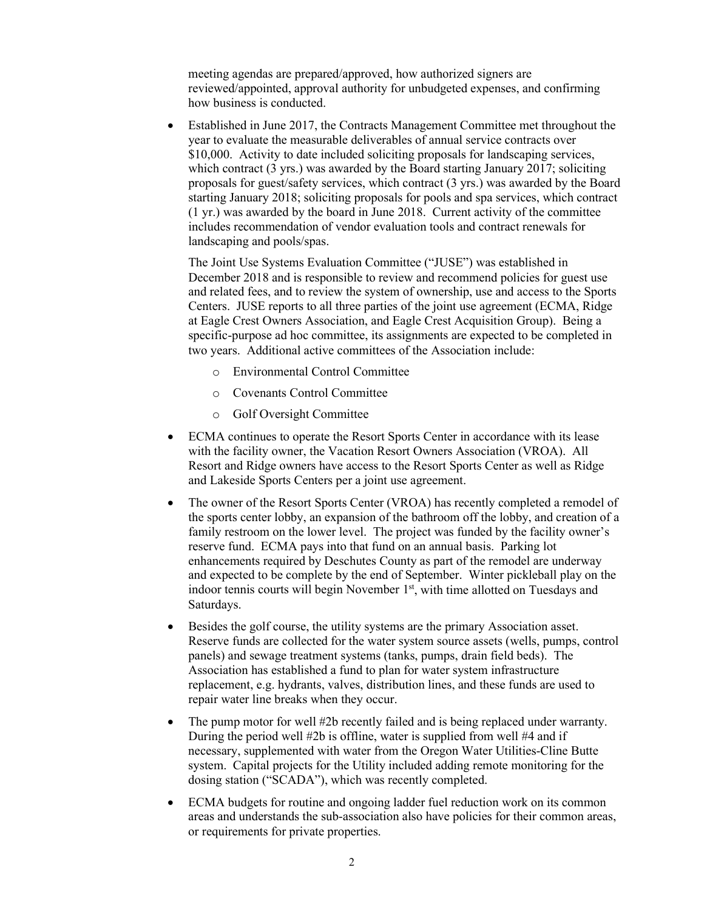meeting agendas are prepared/approved, how authorized signers are reviewed/appointed, approval authority for unbudgeted expenses, and confirming how business is conducted.

- Established in June 2017, the Contracts Management Committee met throughout the year to evaluate the measurable deliverables of annual service contracts over $10,000. Activity to date included soliciting proposals for landscaping services, which contract (3 yrs.) was awarded by the Board starting January 2017; soliciting proposals for guest/safety services, which contract (3 yrs.) was awarded by the Board starting January 2018; soliciting proposals for pools and spa services, which contract (1 yr.) was awarded by the board in June 2018. Current activity of the committee includes recommendation of vendor evaluation tools and contract renewals for landscaping and pools/spas.

  The Joint Use Systems Evaluation Committee ("JUSE") was established in December 2018 and is responsible to review and recommend policies for guest use and related fees, and to review the system of ownership, use and access to the Sports Centers. JUSE reports to all three parties of the joint use agreement (ECMA, Ridge at Eagle Crest Owners Association, and Eagle Crest Acquisition Group). Being a specific-purpose ad hoc committee, its assignments are expected to be completed in two years. Additional active committees of the Association include:

  - Environmental Control Committee
  - Covenants Control Committee
  - Golf Oversight Committee

- ECMA continues to operate the Resort Sports Center in accordance with its lease with the facility owner, the Vacation Resort Owners Association (VROA). All Resort and Ridge owners have access to the Resort Sports Center as well as Ridge and Lakeside Sports Centers per a joint use agreement.

- The owner of the Resort Sports Center (VROA) has recently completed a remodel of the sports center lobby, an expansion of the bathroom off the lobby, and creation of a family restroom on the lower level. The project was funded by the facility owner's reserve fund. ECMA pays into that fund on an annual basis. Parking lot enhancements required by Deschutes County as part of the remodel are underway and expected to be complete by the end of September. Winter pickleball play on the indoor tennis courts will begin November 1st, with time allotted on Tuesdays and Saturdays.

- Besides the golf course, the utility systems are the primary Association asset. Reserve funds are collected for the water system source assets (wells, pumps, control panels) and sewage treatment systems (tanks, pumps, drain field beds). The Association has established a fund to plan for water system infrastructure replacement, e.g. hydrants, valves, distribution lines, and these funds are used to repair water line breaks when they occur.

- The pump motor for well #2b recently failed and is being replaced under warranty. During the period well #2b is offline, water is supplied from well #4 and if necessary, supplemented with water from the Oregon Water Utilities-Cline Butte system. Capital projects for the Utility included adding remote monitoring for the dosing station ("SCADA"), which was recently completed.

- ECMA budgets for routine and ongoing ladder fuel reduction work on its common areas and understands the sub-association also have policies for their common areas, or requirements for private properties.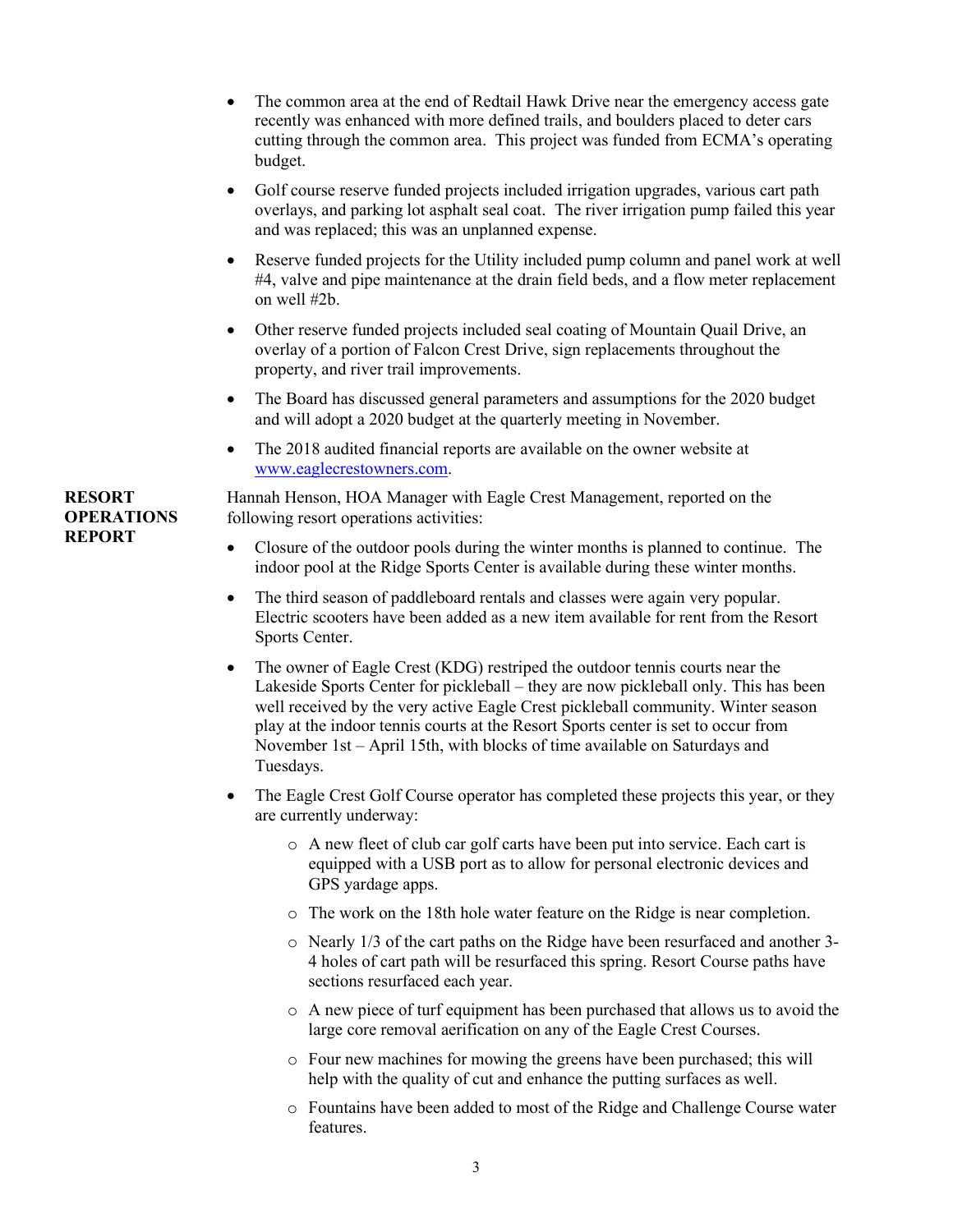- The common area at the end of Redtail Hawk Drive near the emergency access gate recently was enhanced with more defined trails, and boulders placed to deter cars cutting through the common area. This project was funded from ECMA's operating budget.
- Golf course reserve funded projects included irrigation upgrades, various cart path overlays, and parking lot asphalt seal coat. The river irrigation pump failed this year and was replaced; this was an unplanned expense.
- Reserve funded projects for the Utility included pump column and panel work at well #4, valve and pipe maintenance at the drain field beds, and a flow meter replacement on well #2b.
- Other reserve funded projects included seal coating of Mountain Quail Drive, an overlay of a portion of Falcon Crest Drive, sign replacements throughout the property, and river trail improvements.
- The Board has discussed general parameters and assumptions for the 2020 budget and will adopt a 2020 budget at the quarterly meeting in November.
- The 2018 audited financial reports are available on the owner website at www.eaglecrestowners.com.

**RESORT OPERATIONS REPORT**

Hannah Henson, HOA Manager with Eagle Crest Management, reported on the following resort operations activities:

- Closure of the outdoor pools during the winter months is planned to continue. The indoor pool at the Ridge Sports Center is available during these winter months.
- The third season of paddleboard rentals and classes were again very popular. Electric scooters have been added as a new item available for rent from the Resort Sports Center.
- The owner of Eagle Crest (KDG) restriped the outdoor tennis courts near the Lakeside Sports Center for pickleball – they are now pickleball only. This has been well received by the very active Eagle Crest pickleball community. Winter season play at the indoor tennis courts at the Resort Sports center is set to occur from November 1st – April 15th, with blocks of time available on Saturdays and Tuesdays.
- The Eagle Crest Golf Course operator has completed these projects this year, or they are currently underway:
  - A new fleet of club car golf carts have been put into service. Each cart is equipped with a USB port as to allow for personal electronic devices and GPS yardage apps.
  - The work on the 18th hole water feature on the Ridge is near completion.
  - Nearly 1/3 of the cart paths on the Ridge have been resurfaced and another 3-4 holes of cart path will be resurfaced this spring. Resort Course paths have sections resurfaced each year.
  - A new piece of turf equipment has been purchased that allows us to avoid the large core removal aerification on any of the Eagle Crest Courses.
  - Four new machines for mowing the greens have been purchased; this will help with the quality of cut and enhance the putting surfaces as well.
  - Fountains have been added to most of the Ridge and Challenge Course water features.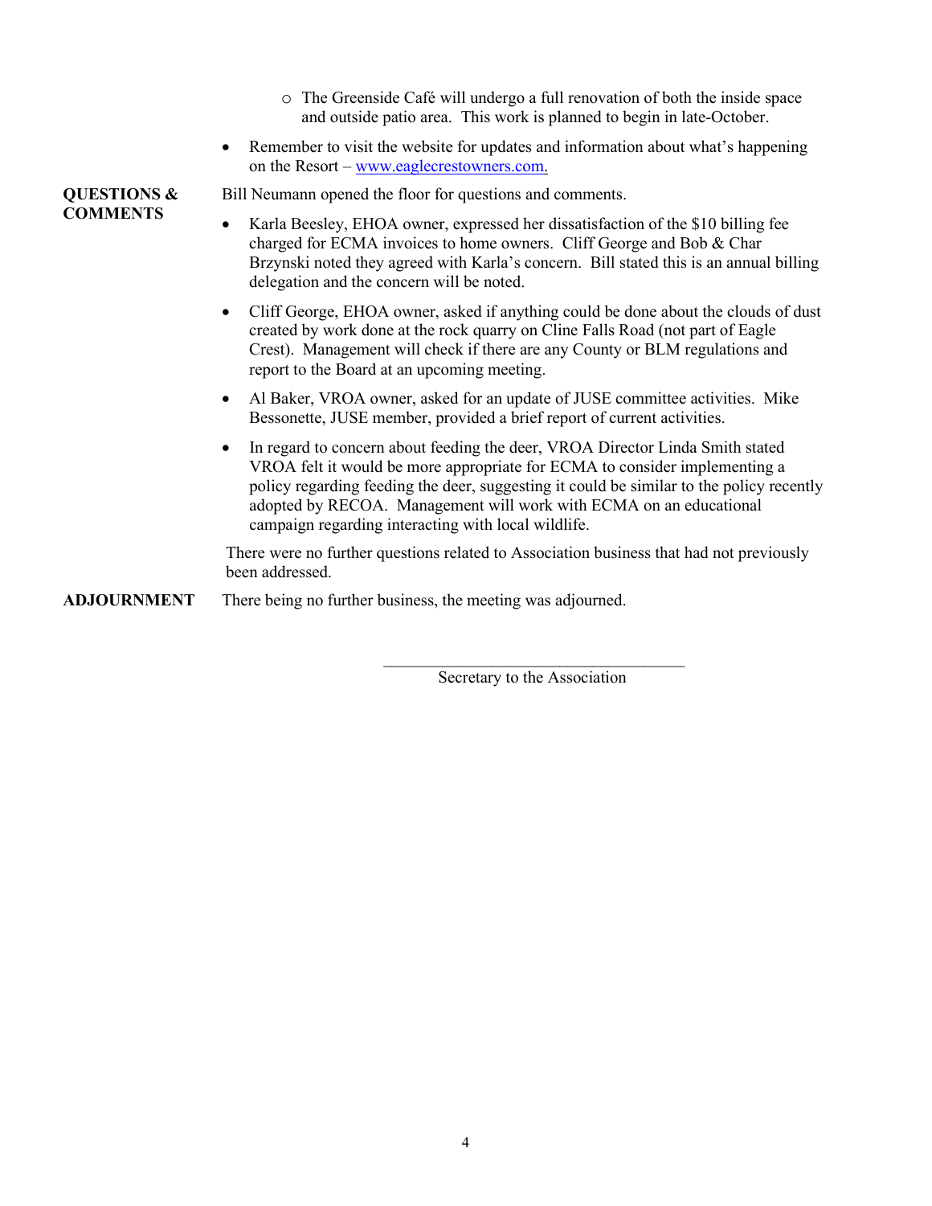- The Greenside Café will undergo a full renovation of both the inside space and outside patio area. This work is planned to begin in late-October.

- Remember to visit the website for updates and information about what's happening on the Resort – www.eaglecrestowners.com.

**QUESTIONS & COMMENTS**

Bill Neumann opened the floor for questions and comments.

- Karla Beesley, EHOA owner, expressed her dissatisfaction of the $10 billing fee charged for ECMA invoices to home owners. Cliff George and Bob & Char Brzynski noted they agreed with Karla's concern. Bill stated this is an annual billing delegation and the concern will be noted.

- Cliff George, EHOA owner, asked if anything could be done about the clouds of dust created by work done at the rock quarry on Cline Falls Road (not part of Eagle Crest). Management will check if there are any County or BLM regulations and report to the Board at an upcoming meeting.

- Al Baker, VROA owner, asked for an update of JUSE committee activities. Mike Bessonette, JUSE member, provided a brief report of current activities.

- In regard to concern about feeding the deer, VROA Director Linda Smith stated VROA felt it would be more appropriate for ECMA to consider implementing a policy regarding feeding the deer, suggesting it could be similar to the policy recently adopted by RECOA. Management will work with ECMA on an educational campaign regarding interacting with local wildlife.

There were no further questions related to Association business that had not previously been addressed.

**ADJOURNMENT**

There being no further business, the meeting was adjourned.

\_\_\_\_\_\_\_\_\_\_\_\_\_\_\_\_\_\_\_\_\_\_\_\_\_\_\_\_\_\_\_\_\_\_\_\_

Secretary to the Association